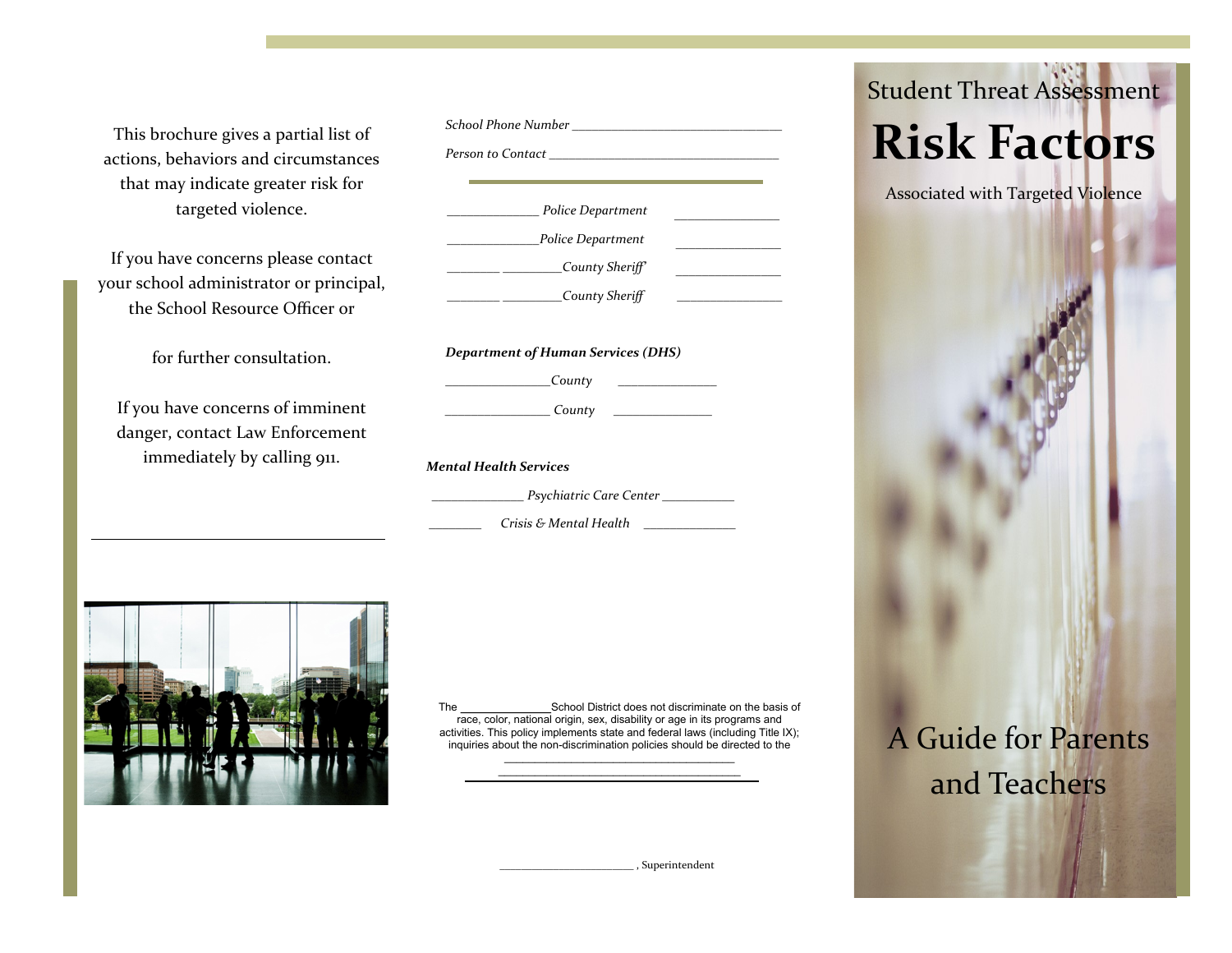This brochure gives a partial list of actions, behaviors and circumstances that may indicate greater risk for targeted violence.

If you have concerns please contact your school administrator or principal, the School Resource Officer or

for further consultation.

If you have concerns of imminent danger, contact Law Enforcement immediately by calling 911.

_______________________________________

*School Phone Number* ______________________________

*Person to Contact* _________________________________

_____________ *Police Department* _______________

_____________ *Police Department* _______________

________ ________ *County Sheriff* _______________

________ ________ *County Sheriff* _______________

***Department of Human Services (DHS)***

_______________ *County* ______________

_______________ *County* ______________

***Mental Health Services***

_____________ *Psychiatric Care Center* ___________

________ *Crisis & Mental Health* ______________

The ______________ School District does not discriminate on the basis of race, color, national origin, sex, disability or age in its programs and activities. This policy implements state and federal laws (including Title IX); inquiries about the non-discrimination policies should be directed to the ___________________________________ ____________________________________

______________________, Superintendent

Student Threat Assessment

# Risk Factors

Associated with Targeted Violence

## A Guide for Parents and Teachers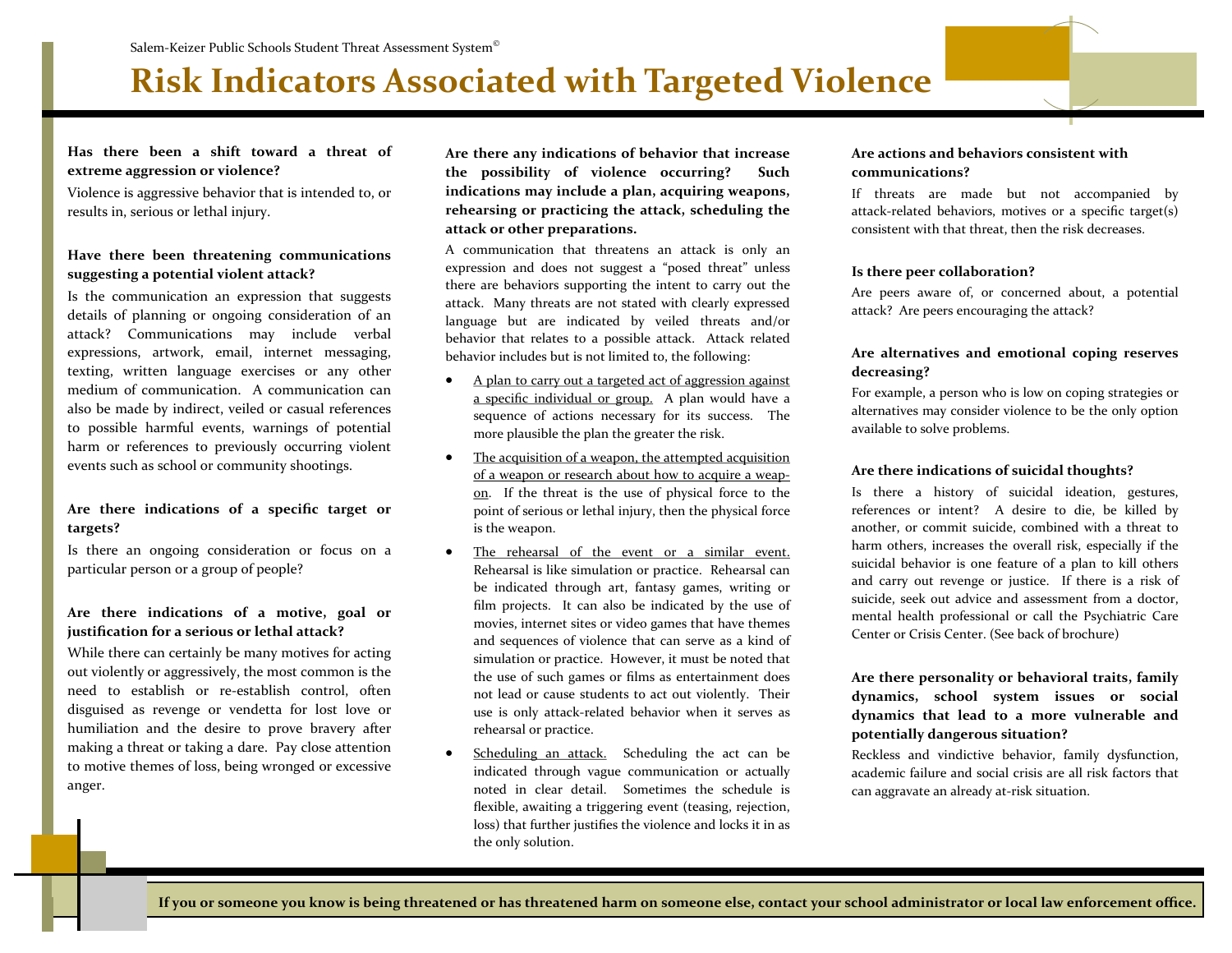Salem-Keizer Public Schools Student Threat Assessment System©

# Risk Indicators Associated with Targeted Violence

**Has there been a shift toward a threat of extreme aggression or violence?**

Violence is aggressive behavior that is intended to, or results in, serious or lethal injury.

**Have there been threatening communications suggesting a potential violent attack?**

Is the communication an expression that suggests details of planning or ongoing consideration of an attack? Communications may include verbal expressions, artwork, email, internet messaging, texting, written language exercises or any other medium of communication. A communication can also be made by indirect, veiled or casual references to possible harmful events, warnings of potential harm or references to previously occurring violent events such as school or community shootings.

**Are there indications of a specific target or targets?**

Is there an ongoing consideration or focus on a particular person or a group of people?

**Are there indications of a motive, goal or justification for a serious or lethal attack?**

While there can certainly be many motives for acting out violently or aggressively, the most common is the need to establish or re-establish control, often disguised as revenge or vendetta for lost love or humiliation and the desire to prove bravery after making a threat or taking a dare. Pay close attention to motive themes of loss, being wronged or excessive anger.

**Are there any indications of behavior that increase the possibility of violence occurring? Such indications may include a plan, acquiring weapons, rehearsing or practicing the attack, scheduling the attack or other preparations.**

A communication that threatens an attack is only an expression and does not suggest a "posed threat" unless there are behaviors supporting the intent to carry out the attack. Many threats are not stated with clearly expressed language but are indicated by veiled threats and/or behavior that relates to a possible attack. Attack related behavior includes but is not limited to, the following:

- <u>A plan to carry out a targeted act of aggression against a specific individual or group.</u> A plan would have a sequence of actions necessary for its success. The more plausible the plan the greater the risk.
- <u>The acquisition of a weapon, the attempted acquisition of a weapon or research about how to acquire a weapon</u>. If the threat is the use of physical force to the point of serious or lethal injury, then the physical force is the weapon.
- <u>The rehearsal of the event or a similar event.</u> Rehearsal is like simulation or practice. Rehearsal can be indicated through art, fantasy games, writing or film projects. It can also be indicated by the use of movies, internet sites or video games that have themes and sequences of violence that can serve as a kind of simulation or practice. However, it must be noted that the use of such games or films as entertainment does not lead or cause students to act out violently. Their use is only attack-related behavior when it serves as rehearsal or practice.
- <u>Scheduling an attack.</u> Scheduling the act can be indicated through vague communication or actually noted in clear detail. Sometimes the schedule is flexible, awaiting a triggering event (teasing, rejection, loss) that further justifies the violence and locks it in as the only solution.

**Are actions and behaviors consistent with communications?**

If threats are made but not accompanied by attack-related behaviors, motives or a specific target(s) consistent with that threat, then the risk decreases.

**Is there peer collaboration?**

Are peers aware of, or concerned about, a potential attack? Are peers encouraging the attack?

**Are alternatives and emotional coping reserves decreasing?**

For example, a person who is low on coping strategies or alternatives may consider violence to be the only option available to solve problems.

**Are there indications of suicidal thoughts?**

Is there a history of suicidal ideation, gestures, references or intent? A desire to die, be killed by another, or commit suicide, combined with a threat to harm others, increases the overall risk, especially if the suicidal behavior is one feature of a plan to kill others and carry out revenge or justice. If there is a risk of suicide, seek out advice and assessment from a doctor, mental health professional or call the Psychiatric Care Center or Crisis Center. (See back of brochure)

**Are there personality or behavioral traits, family dynamics, school system issues or social dynamics that lead to a more vulnerable and potentially dangerous situation?**

Reckless and vindictive behavior, family dysfunction, academic failure and social crisis are all risk factors that can aggravate an already at-risk situation.

**If you or someone you know is being threatened or has threatened harm on someone else, contact your school administrator or local law enforcement office.**